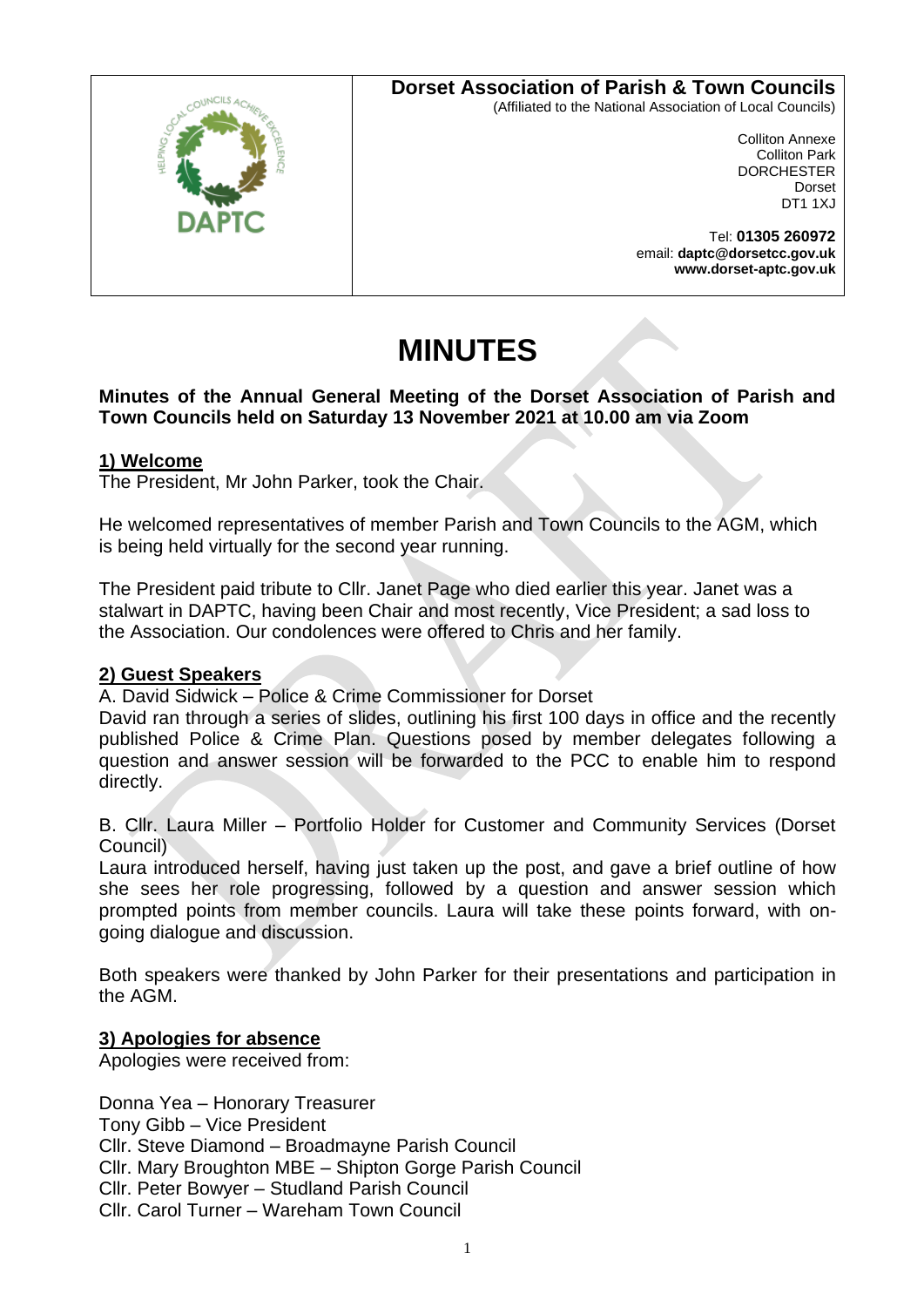**Dorset Association of Parish & Town Councils**
(Affiliated to the National Association of Local Councils)

Colliton Annexe
Colliton Park
DORCHESTER
Dorset
DT1 1XJ

Tel: **01305 260972**
email: **daptc@dorsetcc.gov.uk**
**www.dorset-aptc.gov.uk**

# MINUTES

**Minutes of the Annual General Meeting of the Dorset Association of Parish and Town Councils held on Saturday 13 November 2021 at 10.00 am via Zoom**

## 1) Welcome

The President, Mr John Parker, took the Chair.

He welcomed representatives of member Parish and Town Councils to the AGM, which is being held virtually for the second year running.

The President paid tribute to Cllr. Janet Page who died earlier this year. Janet was a stalwart in DAPTC, having been Chair and most recently, Vice President; a sad loss to the Association. Our condolences were offered to Chris and her family.

## 2) Guest Speakers

A. David Sidwick – Police & Crime Commissioner for Dorset

David ran through a series of slides, outlining his first 100 days in office and the recently published Police & Crime Plan. Questions posed by member delegates following a question and answer session will be forwarded to the PCC to enable him to respond directly.

B. Cllr. Laura Miller – Portfolio Holder for Customer and Community Services (Dorset Council)

Laura introduced herself, having just taken up the post, and gave a brief outline of how she sees her role progressing, followed by a question and answer session which prompted points from member councils. Laura will take these points forward, with on-going dialogue and discussion.

Both speakers were thanked by John Parker for their presentations and participation in the AGM.

## 3) Apologies for absence

Apologies were received from:

Donna Yea – Honorary Treasurer
Tony Gibb – Vice President
Cllr. Steve Diamond – Broadmayne Parish Council
Cllr. Mary Broughton MBE – Shipton Gorge Parish Council
Cllr. Peter Bowyer – Studland Parish Council
Cllr. Carol Turner – Wareham Town Council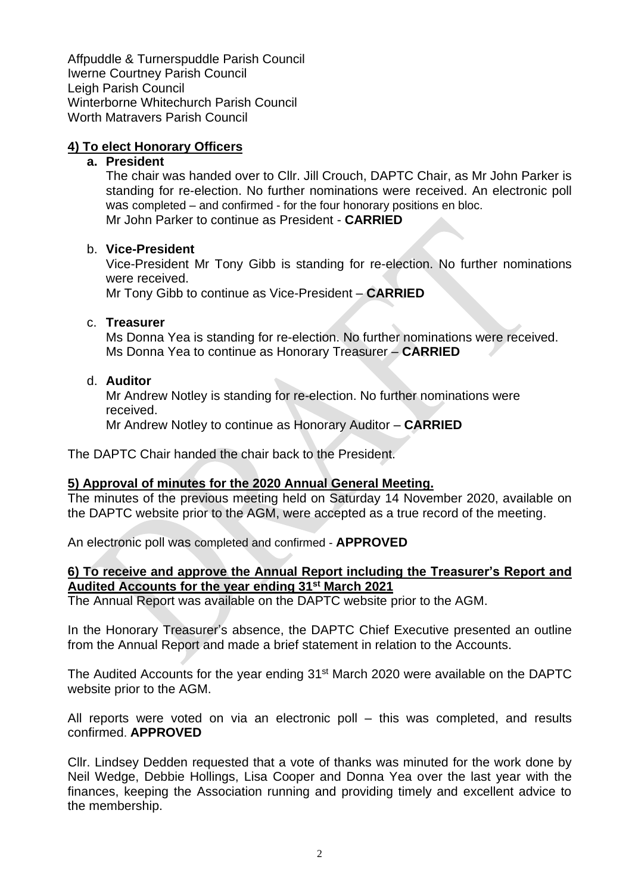Affpuddle & Turnerspuddle Parish Council
Iwerne Courtney Parish Council
Leigh Parish Council
Winterborne Whitechurch Parish Council
Worth Matravers Parish Council

## 4) To elect Honorary Officers

**a. President**

The chair was handed over to Cllr. Jill Crouch, DAPTC Chair, as Mr John Parker is standing for re-election. No further nominations were received. An electronic poll was completed – and confirmed - for the four honorary positions en bloc.
Mr John Parker to continue as President - **CARRIED**

b. **Vice-President**

Vice-President Mr Tony Gibb is standing for re-election. No further nominations were received.
Mr Tony Gibb to continue as Vice-President – **CARRIED**

c. **Treasurer**

Ms Donna Yea is standing for re-election. No further nominations were received.
Ms Donna Yea to continue as Honorary Treasurer – **CARRIED**

d. **Auditor**

Mr Andrew Notley is standing for re-election. No further nominations were received.
Mr Andrew Notley to continue as Honorary Auditor – **CARRIED**

The DAPTC Chair handed the chair back to the President.

## 5) Approval of minutes for the 2020 Annual General Meeting.

The minutes of the previous meeting held on Saturday 14 November 2020, available on the DAPTC website prior to the AGM, were accepted as a true record of the meeting.

An electronic poll was completed and confirmed - **APPROVED**

## 6) To receive and approve the Annual Report including the Treasurer's Report and Audited Accounts for the year ending 31st March 2021

The Annual Report was available on the DAPTC website prior to the AGM.

In the Honorary Treasurer's absence, the DAPTC Chief Executive presented an outline from the Annual Report and made a brief statement in relation to the Accounts.

The Audited Accounts for the year ending 31st March 2020 were available on the DAPTC website prior to the AGM.

All reports were voted on via an electronic poll – this was completed, and results confirmed. **APPROVED**

Cllr. Lindsey Dedden requested that a vote of thanks was minuted for the work done by Neil Wedge, Debbie Hollings, Lisa Cooper and Donna Yea over the last year with the finances, keeping the Association running and providing timely and excellent advice to the membership.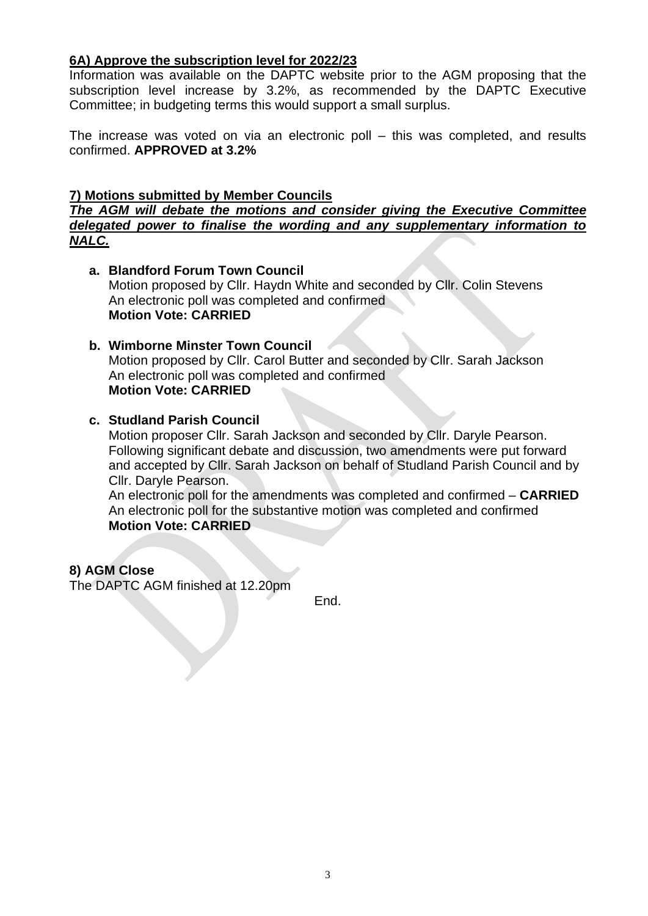**6A) Approve the subscription level for 2022/23**

Information was available on the DAPTC website prior to the AGM proposing that the subscription level increase by 3.2%, as recommended by the DAPTC Executive Committee; in budgeting terms this would support a small surplus.

The increase was voted on via an electronic poll – this was completed, and results confirmed. **APPROVED at 3.2%**

**7) Motions submitted by Member Councils**

***The AGM will debate the motions and consider giving the Executive Committee delegated power to finalise the wording and any supplementary information to NALC.***

**a. Blandford Forum Town Council**
Motion proposed by Cllr. Haydn White and seconded by Cllr. Colin Stevens
An electronic poll was completed and confirmed
**Motion Vote: CARRIED**

**b. Wimborne Minster Town Council**
Motion proposed by Cllr. Carol Butter and seconded by Cllr. Sarah Jackson
An electronic poll was completed and confirmed
**Motion Vote: CARRIED**

**c. Studland Parish Council**
Motion proposer Cllr. Sarah Jackson and seconded by Cllr. Daryle Pearson.
Following significant debate and discussion, two amendments were put forward and accepted by Cllr. Sarah Jackson on behalf of Studland Parish Council and by Cllr. Daryle Pearson.
An electronic poll for the amendments was completed and confirmed – **CARRIED**
An electronic poll for the substantive motion was completed and confirmed
**Motion Vote: CARRIED**

**8) AGM Close**

The DAPTC AGM finished at 12.20pm

End.